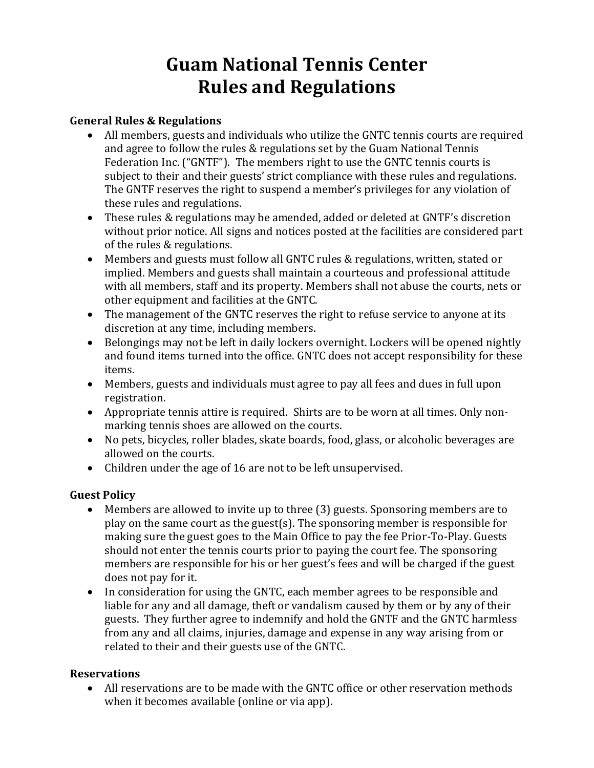# Guam National Tennis Center Rules and Regulations

### General Rules & Regulations

- All members, guests and individuals who utilize the GNTC tennis courts are required and agree to follow the rules & regulations set by the Guam National Tennis Federation Inc. ("GNTF"). The members right to use the GNTC tennis courts is subject to their and their guests' strict compliance with these rules and regulations. The GNTF reserves the right to suspend a member's privileges for any violation of these rules and regulations.
- These rules & regulations may be amended, added or deleted at GNTF's discretion without prior notice. All signs and notices posted at the facilities are considered part of the rules & regulations.
- Members and guests must follow all GNTC rules & regulations, written, stated or implied. Members and guests shall maintain a courteous and professional attitude with all members, staff and its property. Members shall not abuse the courts, nets or other equipment and facilities at the GNTC.
- The management of the GNTC reserves the right to refuse service to anyone at its discretion at any time, including members.
- Belongings may not be left in daily lockers overnight. Lockers will be opened nightly and found items turned into the office. GNTC does not accept responsibility for these items.
- Members, guests and individuals must agree to pay all fees and dues in full upon registration.
- Appropriate tennis attire is required. Shirts are to be worn at all times. Only non-marking tennis shoes are allowed on the courts.
- No pets, bicycles, roller blades, skate boards, food, glass, or alcoholic beverages are allowed on the courts.
- Children under the age of 16 are not to be left unsupervised.

### Guest Policy

- Members are allowed to invite up to three (3) guests. Sponsoring members are to play on the same court as the guest(s). The sponsoring member is responsible for making sure the guest goes to the Main Office to pay the fee Prior-To-Play. Guests should not enter the tennis courts prior to paying the court fee. The sponsoring members are responsible for his or her guest's fees and will be charged if the guest does not pay for it.
- In consideration for using the GNTC, each member agrees to be responsible and liable for any and all damage, theft or vandalism caused by them or by any of their guests. They further agree to indemnify and hold the GNTF and the GNTC harmless from any and all claims, injuries, damage and expense in any way arising from or related to their and their guests use of the GNTC.

### Reservations

- All reservations are to be made with the GNTC office or other reservation methods when it becomes available (online or via app).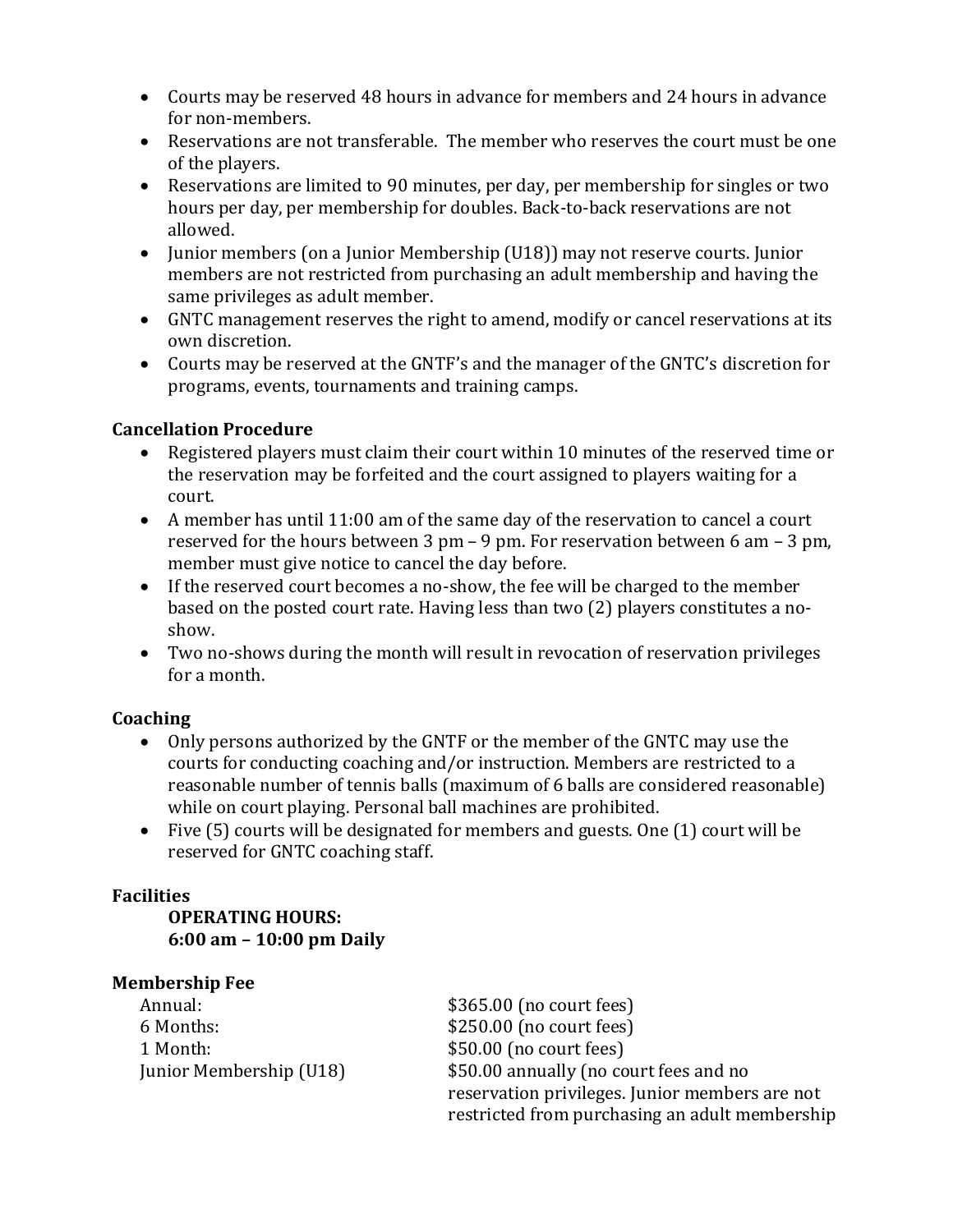- Courts may be reserved 48 hours in advance for members and 24 hours in advance for non-members.
- Reservations are not transferable. The member who reserves the court must be one of the players.
- Reservations are limited to 90 minutes, per day, per membership for singles or two hours per day, per membership for doubles. Back-to-back reservations are not allowed.
- Junior members (on a Junior Membership (U18)) may not reserve courts. Junior members are not restricted from purchasing an adult membership and having the same privileges as adult member.
- GNTC management reserves the right to amend, modify or cancel reservations at its own discretion.
- Courts may be reserved at the GNTF's and the manager of the GNTC's discretion for programs, events, tournaments and training camps.

**Cancellation Procedure**

- Registered players must claim their court within 10 minutes of the reserved time or the reservation may be forfeited and the court assigned to players waiting for a court.
- A member has until 11:00 am of the same day of the reservation to cancel a court reserved for the hours between 3 pm – 9 pm. For reservation between 6 am – 3 pm, member must give notice to cancel the day before.
- If the reserved court becomes a no-show, the fee will be charged to the member based on the posted court rate. Having less than two (2) players constitutes a no-show.
- Two no-shows during the month will result in revocation of reservation privileges for a month.

**Coaching**

- Only persons authorized by the GNTF or the member of the GNTC may use the courts for conducting coaching and/or instruction. Members are restricted to a reasonable number of tennis balls (maximum of 6 balls are considered reasonable) while on court playing. Personal ball machines are prohibited.
- Five (5) courts will be designated for members and guests. One (1) court will be reserved for GNTC coaching staff.

**Facilities**

**OPERATING HOURS:**
**6:00 am – 10:00 pm Daily**

**Membership Fee**

| | |
|---|---|
| Annual: | $365.00 (no court fees) |
| 6 Months: | $250.00 (no court fees) |
| 1 Month: | $50.00 (no court fees) |
| Junior Membership (U18) | $50.00 annually (no court fees and no reservation privileges. Junior members are not restricted from purchasing an adult membership |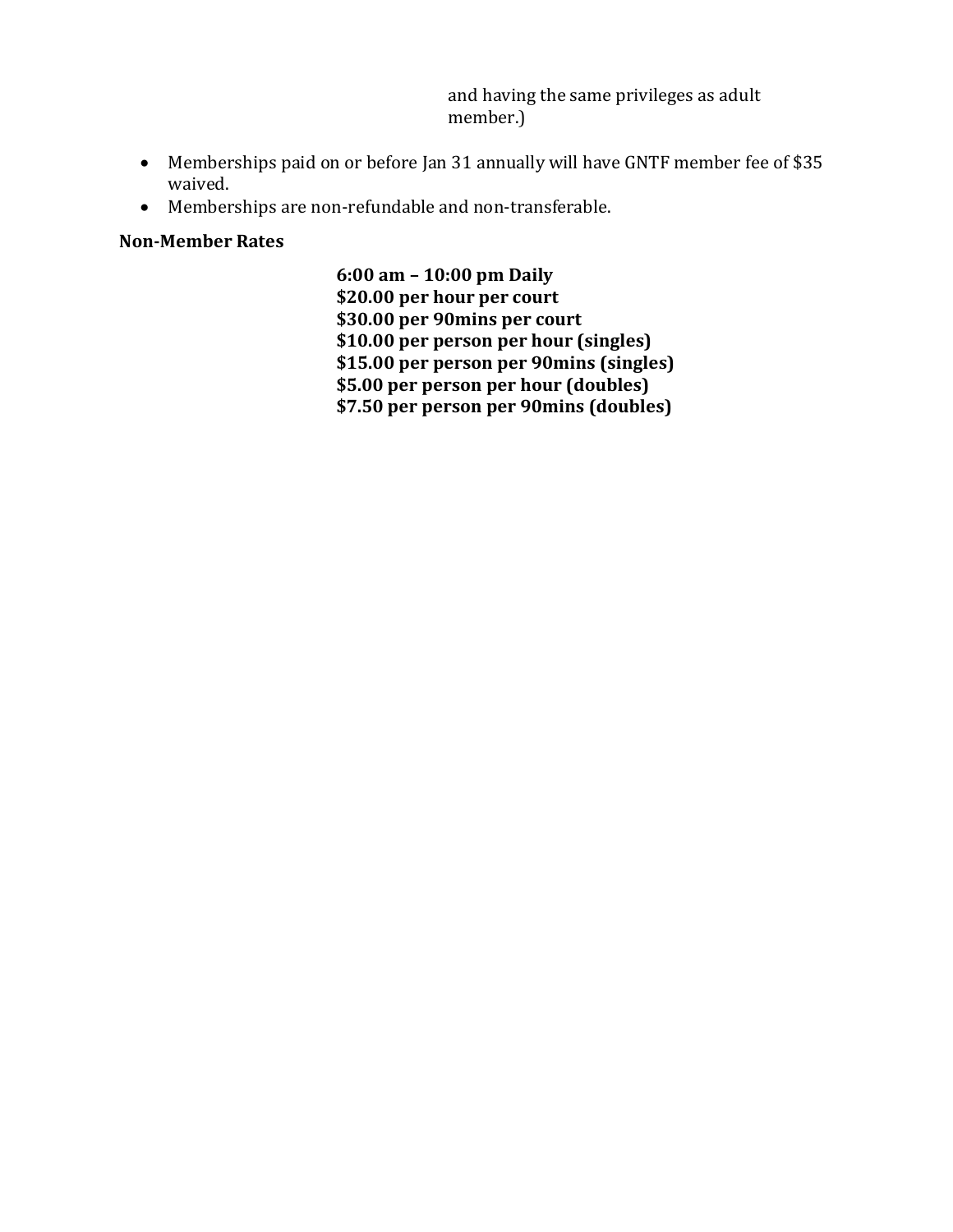and having the same privileges as adult member.)

- Memberships paid on or before Jan 31 annually will have GNTF member fee of $35 waived.
- Memberships are non-refundable and non-transferable.

**Non-Member Rates**

**6:00 am – 10:00 pm Daily**
**$20.00 per hour per court**
**$30.00 per 90mins per court**
**$10.00 per person per hour (singles)**
**$15.00 per person per 90mins (singles)**
**$5.00 per person per hour (doubles)**
**$7.50 per person per 90mins (doubles)**